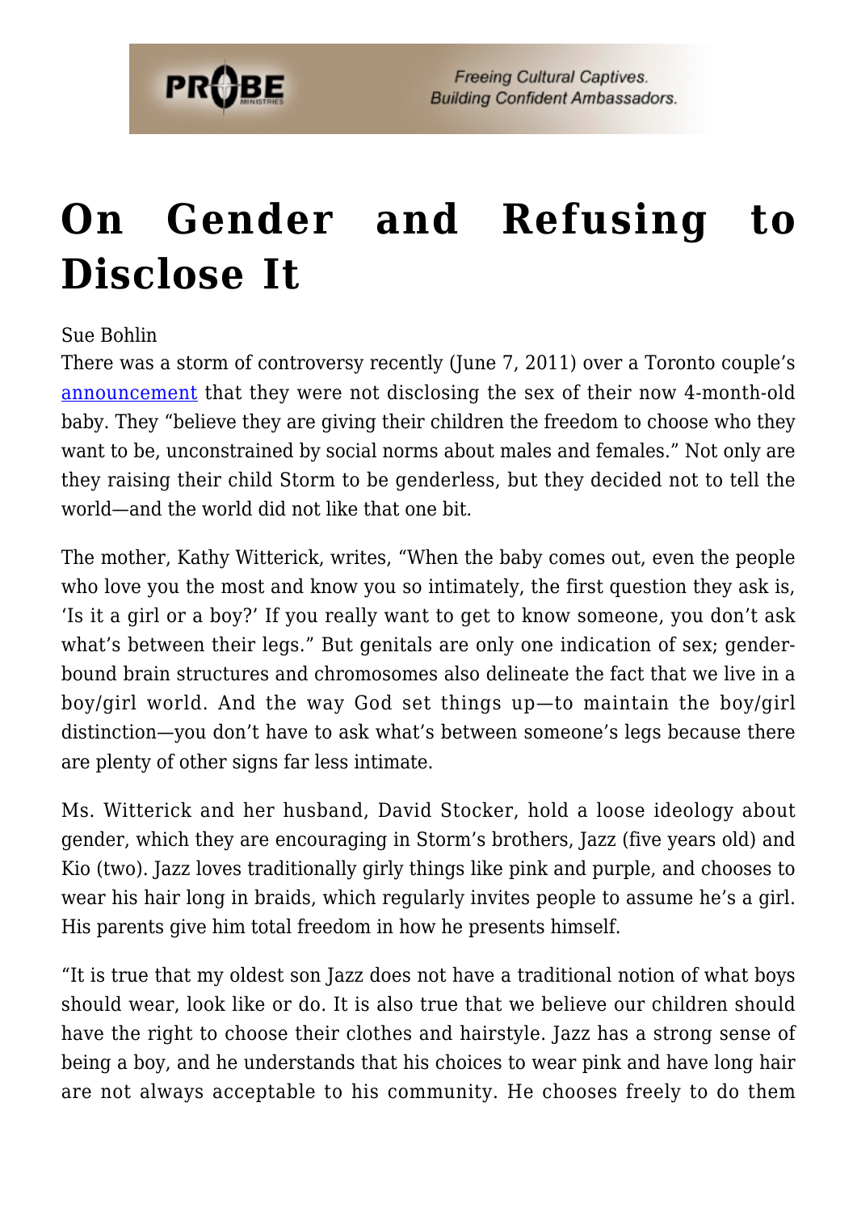# On Gender and Refusing to Disclose It

Sue Bohlin

There was a storm of controversy recently (June 7, 2011) over a Toronto couple's announcement that they were not disclosing the sex of their now 4-month-old baby. They "believe they are giving their children the freedom to choose who they want to be, unconstrained by social norms about males and females." Not only are they raising their child Storm to be genderless, but they decided not to tell the world—and the world did not like that one bit.

The mother, Kathy Witterick, writes, "When the baby comes out, even the people who love you the most and know you so intimately, the first question they ask is, 'Is it a girl or a boy?' If you really want to get to know someone, you don't ask what's between their legs." But genitals are only one indication of sex; gender-bound brain structures and chromosomes also delineate the fact that we live in a boy/girl world. And the way God set things up—to maintain the boy/girl distinction—you don't have to ask what's between someone's legs because there are plenty of other signs far less intimate.

Ms. Witterick and her husband, David Stocker, hold a loose ideology about gender, which they are encouraging in Storm's brothers, Jazz (five years old) and Kio (two). Jazz loves traditionally girly things like pink and purple, and chooses to wear his hair long in braids, which regularly invites people to assume he's a girl. His parents give him total freedom in how he presents himself.

"It is true that my oldest son Jazz does not have a traditional notion of what boys should wear, look like or do. It is also true that we believe our children should have the right to choose their clothes and hairstyle. Jazz has a strong sense of being a boy, and he understands that his choices to wear pink and have long hair are not always acceptable to his community. He chooses freely to do them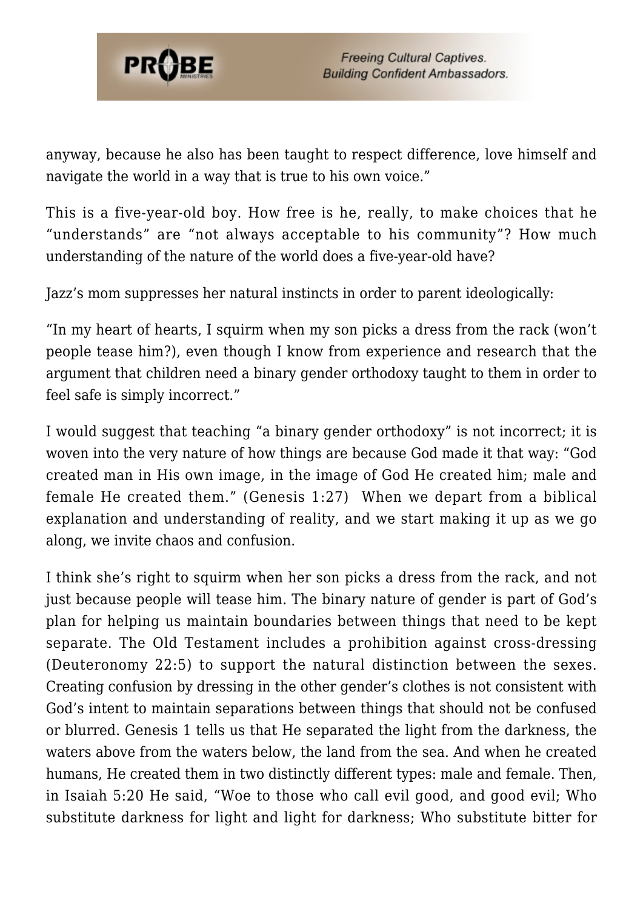anyway, because he also has been taught to respect difference, love himself and navigate the world in a way that is true to his own voice."

This is a five-year-old boy. How free is he, really, to make choices that he "understands" are "not always acceptable to his community"? How much understanding of the nature of the world does a five-year-old have?

Jazz's mom suppresses her natural instincts in order to parent ideologically:

"In my heart of hearts, I squirm when my son picks a dress from the rack (won't people tease him?), even though I know from experience and research that the argument that children need a binary gender orthodoxy taught to them in order to feel safe is simply incorrect."

I would suggest that teaching "a binary gender orthodoxy" is not incorrect; it is woven into the very nature of how things are because God made it that way: "God created man in His own image, in the image of God He created him; male and female He created them." (Genesis 1:27) When we depart from a biblical explanation and understanding of reality, and we start making it up as we go along, we invite chaos and confusion.

I think she's right to squirm when her son picks a dress from the rack, and not just because people will tease him. The binary nature of gender is part of God's plan for helping us maintain boundaries between things that need to be kept separate. The Old Testament includes a prohibition against cross-dressing (Deuteronomy 22:5) to support the natural distinction between the sexes. Creating confusion by dressing in the other gender's clothes is not consistent with God's intent to maintain separations between things that should not be confused or blurred. Genesis 1 tells us that He separated the light from the darkness, the waters above from the waters below, the land from the sea. And when he created humans, He created them in two distinctly different types: male and female. Then, in Isaiah 5:20 He said, "Woe to those who call evil good, and good evil; Who substitute darkness for light and light for darkness; Who substitute bitter for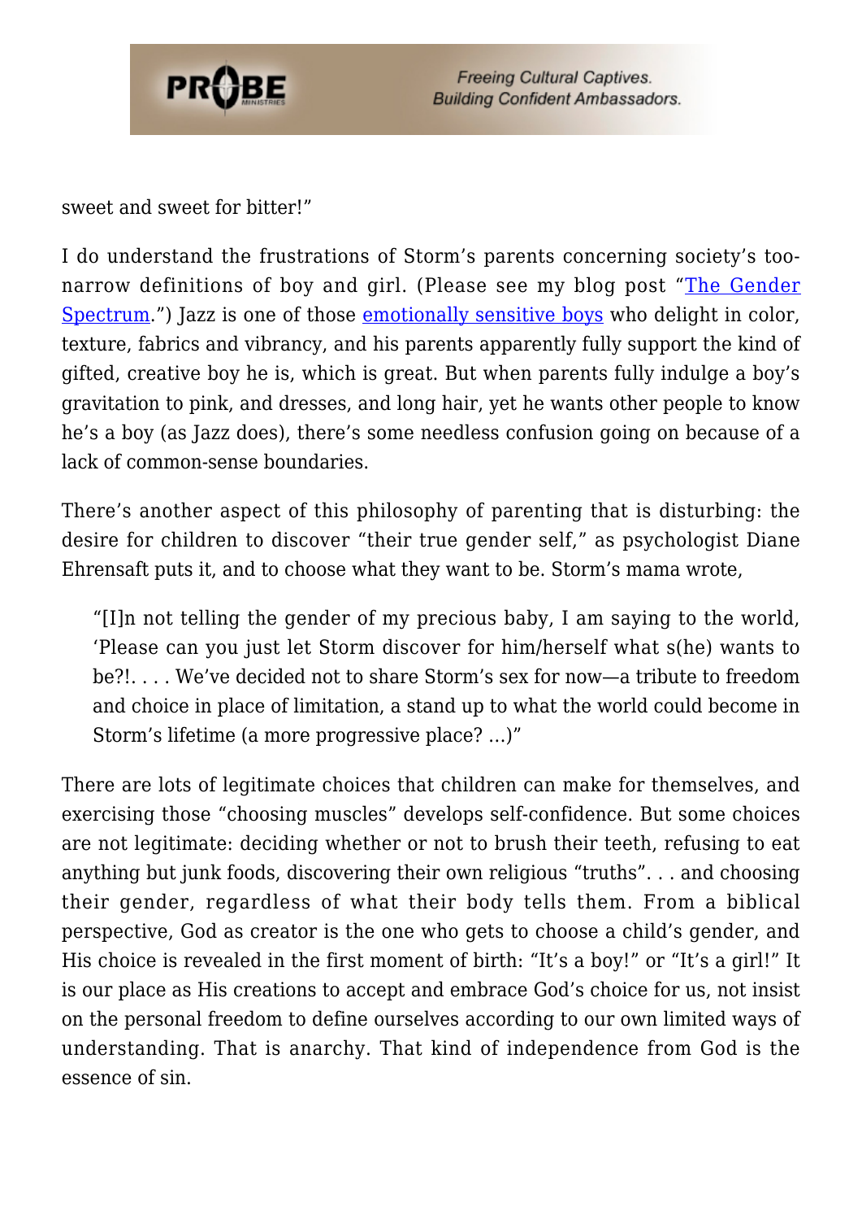sweet and sweet for bitter!"

I do understand the frustrations of Storm's parents concerning society's too-narrow definitions of boy and girl. (Please see my blog post "[The Gender Spectrum](#).") Jazz is one of those [emotionally sensitive boys](#) who delight in color, texture, fabrics and vibrancy, and his parents apparently fully support the kind of gifted, creative boy he is, which is great. But when parents fully indulge a boy's gravitation to pink, and dresses, and long hair, yet he wants other people to know he's a boy (as Jazz does), there's some needless confusion going on because of a lack of common-sense boundaries.

There's another aspect of this philosophy of parenting that is disturbing: the desire for children to discover "their true gender self," as psychologist Diane Ehrensaft puts it, and to choose what they want to be. Storm's mama wrote,

> "[I]n not telling the gender of my precious baby, I am saying to the world, 'Please can you just let Storm discover for him/herself what s(he) wants to be?!. . . . We've decided not to share Storm's sex for now—a tribute to freedom and choice in place of limitation, a stand up to what the world could become in Storm's lifetime (a more progressive place? …)"

There are lots of legitimate choices that children can make for themselves, and exercising those "choosing muscles" develops self-confidence. But some choices are not legitimate: deciding whether or not to brush their teeth, refusing to eat anything but junk foods, discovering their own religious "truths". . . and choosing their gender, regardless of what their body tells them. From a biblical perspective, God as creator is the one who gets to choose a child's gender, and His choice is revealed in the first moment of birth: "It's a boy!" or "It's a girl!" It is our place as His creations to accept and embrace God's choice for us, not insist on the personal freedom to define ourselves according to our own limited ways of understanding. That is anarchy. That kind of independence from God is the essence of sin.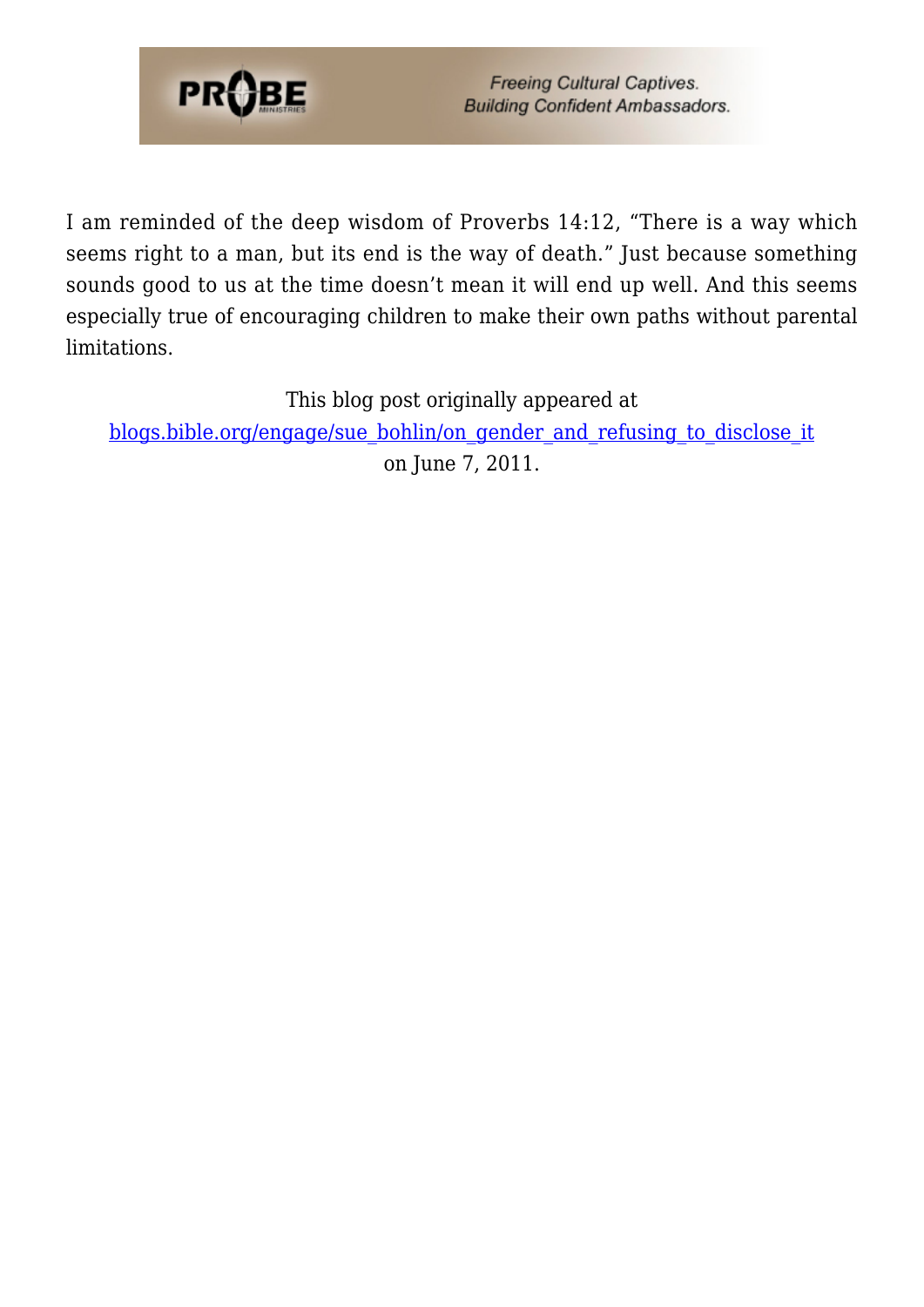I am reminded of the deep wisdom of Proverbs 14:12, "There is a way which seems right to a man, but its end is the way of death." Just because something sounds good to us at the time doesn't mean it will end up well. And this seems especially true of encouraging children to make their own paths without parental limitations.

This blog post originally appeared at blogs.bible.org/engage/sue_bohlin/on_gender_and_refusing_to_disclose_it on June 7, 2011.